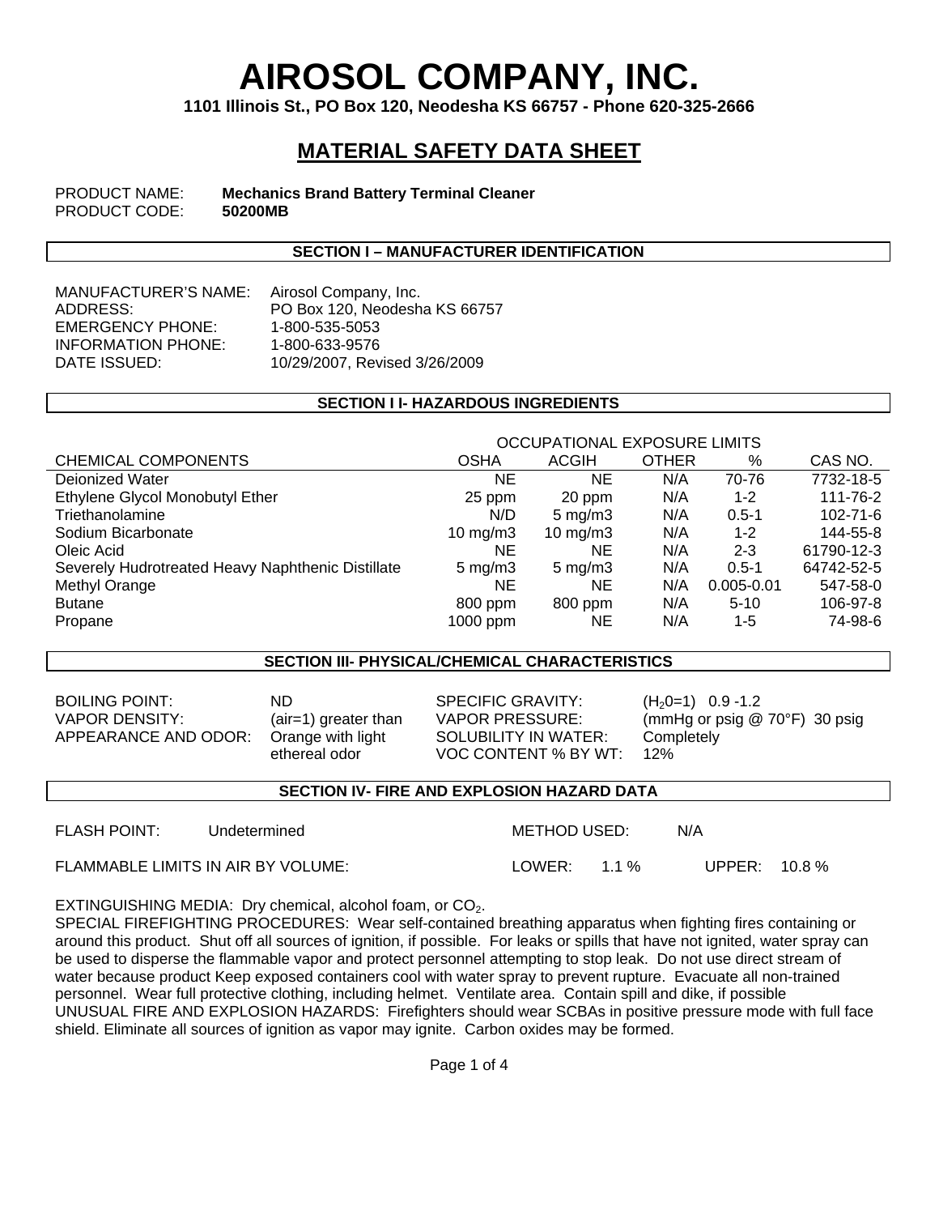# AIROSOL COMPANY, INC.

**1101 Illinois St., PO Box 120, Neodesha KS 66757 - Phone 620-325-2666**

## MATERIAL SAFETY DATA SHEET

PRODUCT NAME: **Mechanics Brand Battery Terminal Cleaner**
PRODUCT CODE: **50200MB**

### SECTION I – MANUFACTURER IDENTIFICATION

MANUFACTURER'S NAME: Airosol Company, Inc.
ADDRESS: PO Box 120, Neodesha KS 66757
EMERGENCY PHONE: 1-800-535-5053
INFORMATION PHONE: 1-800-633-9576
DATE ISSUED: 10/29/2007, Revised 3/26/2009

### SECTION I I- HAZARDOUS INGREDIENTS

| | OCCUPATIONAL EXPOSURE LIMITS | | | | |
|---|---|---|---|---|---|
| CHEMICAL COMPONENTS | OSHA | ACGIH | OTHER | % | CAS NO. |
| Deionized Water | NE | NE | N/A | 70-76 | 7732-18-5 |
| Ethylene Glycol Monobutyl Ether | 25 ppm | 20 ppm | N/A | 1-2 | 111-76-2 |
| Triethanolamine | N/D | 5 mg/m3 | N/A | 0.5-1 | 102-71-6 |
| Sodium Bicarbonate | 10 mg/m3 | 10 mg/m3 | N/A | 1-2 | 144-55-8 |
| Oleic Acid | NE | NE | N/A | 2-3 | 61790-12-3 |
| Severely Hudrotreated Heavy Naphthenic Distillate | 5 mg/m3 | 5 mg/m3 | N/A | 0.5-1 | 64742-52-5 |
| Methyl Orange | NE | NE | N/A | 0.005-0.01 | 547-58-0 |
| Butane | 800 ppm | 800 ppm | N/A | 5-10 | 106-97-8 |
| Propane | 1000 ppm | NE | N/A | 1-5 | 74-98-6 |

### SECTION III- PHYSICAL/CHEMICAL CHARACTERISTICS

BOILING POINT: ND
VAPOR DENSITY: (air=1) greater than
APPEARANCE AND ODOR: Orange with light ethereal odor
SPECIFIC GRAVITY: ($H_2O$=1) 0.9 -1.2
VAPOR PRESSURE: (mmHg or psig @ 70°F) 30 psig
SOLUBILITY IN WATER: Completely
VOC CONTENT % BY WT: 12%

### SECTION IV- FIRE AND EXPLOSION HAZARD DATA

FLASH POINT: Undetermined  METHOD USED: N/A

FLAMMABLE LIMITS IN AIR BY VOLUME: LOWER: 1.1 % UPPER: 10.8 %

EXTINGUISHING MEDIA: Dry chemical, alcohol foam, or $CO_2$.
SPECIAL FIREFIGHTING PROCEDURES: Wear self-contained breathing apparatus when fighting fires containing or around this product. Shut off all sources of ignition, if possible. For leaks or spills that have not ignited, water spray can be used to disperse the flammable vapor and protect personnel attempting to stop leak. Do not use direct stream of water because product Keep exposed containers cool with water spray to prevent rupture. Evacuate all non-trained personnel. Wear full protective clothing, including helmet. Ventilate area. Contain spill and dike, if possible
UNUSUAL FIRE AND EXPLOSION HAZARDS: Firefighters should wear SCBAs in positive pressure mode with full face shield. Eliminate all sources of ignition as vapor may ignite. Carbon oxides may be formed.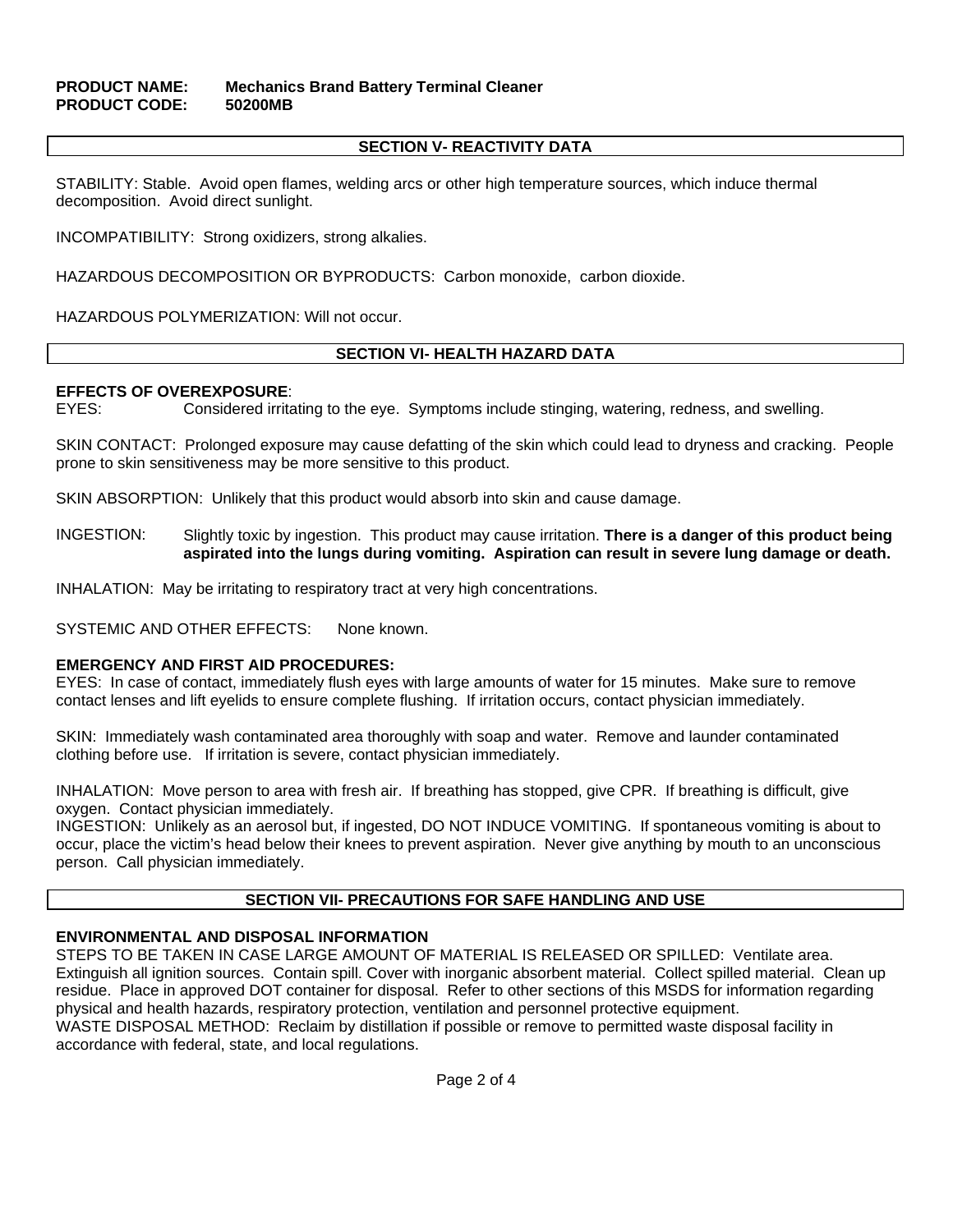**PRODUCT NAME:** **Mechanics Brand Battery Terminal Cleaner**
**PRODUCT CODE:** **50200MB**

## SECTION V- REACTIVITY DATA

STABILITY: Stable. Avoid open flames, welding arcs or other high temperature sources, which induce thermal decomposition. Avoid direct sunlight.

INCOMPATIBILITY: Strong oxidizers, strong alkalies.

HAZARDOUS DECOMPOSITION OR BYPRODUCTS: Carbon monoxide, carbon dioxide.

HAZARDOUS POLYMERIZATION: Will not occur.

## SECTION VI- HEALTH HAZARD DATA

**EFFECTS OF OVEREXPOSURE**:

EYES: Considered irritating to the eye. Symptoms include stinging, watering, redness, and swelling.

SKIN CONTACT: Prolonged exposure may cause defatting of the skin which could lead to dryness and cracking. People prone to skin sensitiveness may be more sensitive to this product.

SKIN ABSORPTION: Unlikely that this product would absorb into skin and cause damage.

INGESTION: Slightly toxic by ingestion. This product may cause irritation. **There is a danger of this product being aspirated into the lungs during vomiting. Aspiration can result in severe lung damage or death.**

INHALATION: May be irritating to respiratory tract at very high concentrations.

SYSTEMIC AND OTHER EFFECTS: None known.

**EMERGENCY AND FIRST AID PROCEDURES:**

EYES: In case of contact, immediately flush eyes with large amounts of water for 15 minutes. Make sure to remove contact lenses and lift eyelids to ensure complete flushing. If irritation occurs, contact physician immediately.

SKIN: Immediately wash contaminated area thoroughly with soap and water. Remove and launder contaminated clothing before use. If irritation is severe, contact physician immediately.

INHALATION: Move person to area with fresh air. If breathing has stopped, give CPR. If breathing is difficult, give oxygen. Contact physician immediately.

INGESTION: Unlikely as an aerosol but, if ingested, DO NOT INDUCE VOMITING. If spontaneous vomiting is about to occur, place the victim's head below their knees to prevent aspiration. Never give anything by mouth to an unconscious person. Call physician immediately.

## SECTION VII- PRECAUTIONS FOR SAFE HANDLING AND USE

**ENVIRONMENTAL AND DISPOSAL INFORMATION**

STEPS TO BE TAKEN IN CASE LARGE AMOUNT OF MATERIAL IS RELEASED OR SPILLED: Ventilate area. Extinguish all ignition sources. Contain spill. Cover with inorganic absorbent material. Collect spilled material. Clean up residue. Place in approved DOT container for disposal. Refer to other sections of this MSDS for information regarding physical and health hazards, respiratory protection, ventilation and personnel protective equipment.

WASTE DISPOSAL METHOD: Reclaim by distillation if possible or remove to permitted waste disposal facility in accordance with federal, state, and local regulations.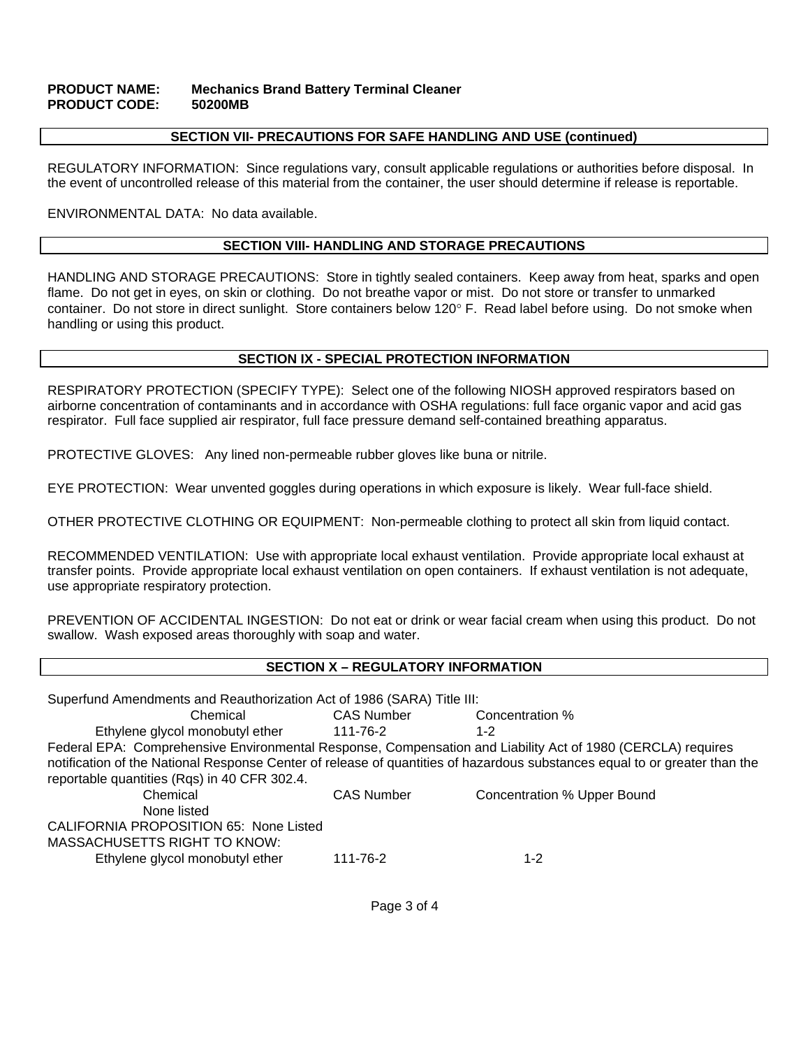**PRODUCT NAME:** **Mechanics Brand Battery Terminal Cleaner**
**PRODUCT CODE:** **50200MB**

## SECTION VII- PRECAUTIONS FOR SAFE HANDLING AND USE (continued)

REGULATORY INFORMATION: Since regulations vary, consult applicable regulations or authorities before disposal. In the event of uncontrolled release of this material from the container, the user should determine if release is reportable.

ENVIRONMENTAL DATA: No data available.

## SECTION VIII- HANDLING AND STORAGE PRECAUTIONS

HANDLING AND STORAGE PRECAUTIONS: Store in tightly sealed containers. Keep away from heat, sparks and open flame. Do not get in eyes, on skin or clothing. Do not breathe vapor or mist. Do not store or transfer to unmarked container. Do not store in direct sunlight. Store containers below 120° F. Read label before using. Do not smoke when handling or using this product.

## SECTION IX - SPECIAL PROTECTION INFORMATION

RESPIRATORY PROTECTION (SPECIFY TYPE): Select one of the following NIOSH approved respirators based on airborne concentration of contaminants and in accordance with OSHA regulations: full face organic vapor and acid gas respirator. Full face supplied air respirator, full face pressure demand self-contained breathing apparatus.

PROTECTIVE GLOVES: Any lined non-permeable rubber gloves like buna or nitrile.

EYE PROTECTION: Wear unvented goggles during operations in which exposure is likely. Wear full-face shield.

OTHER PROTECTIVE CLOTHING OR EQUIPMENT: Non-permeable clothing to protect all skin from liquid contact.

RECOMMENDED VENTILATION: Use with appropriate local exhaust ventilation. Provide appropriate local exhaust at transfer points. Provide appropriate local exhaust ventilation on open containers. If exhaust ventilation is not adequate, use appropriate respiratory protection.

PREVENTION OF ACCIDENTAL INGESTION: Do not eat or drink or wear facial cream when using this product. Do not swallow. Wash exposed areas thoroughly with soap and water.

## SECTION X – REGULATORY INFORMATION

Superfund Amendments and Reauthorization Act of 1986 (SARA) Title III:

| Chemical | CAS Number | Concentration % |
|---|---|---|
| Ethylene glycol monobutyl ether | 111-76-2 | 1-2 |

Federal EPA: Comprehensive Environmental Response, Compensation and Liability Act of 1980 (CERCLA) requires notification of the National Response Center of release of quantities of hazardous substances equal to or greater than the reportable quantities (Rqs) in 40 CFR 302.4.

| Chemical | CAS Number | Concentration % Upper Bound |
|---|---|---|
| None listed | | |

CALIFORNIA PROPOSITION 65: None Listed

MASSACHUSETTS RIGHT TO KNOW:

| Chemical | CAS Number | Concentration % |
|---|---|---|
| Ethylene glycol monobutyl ether | 111-76-2 | 1-2 |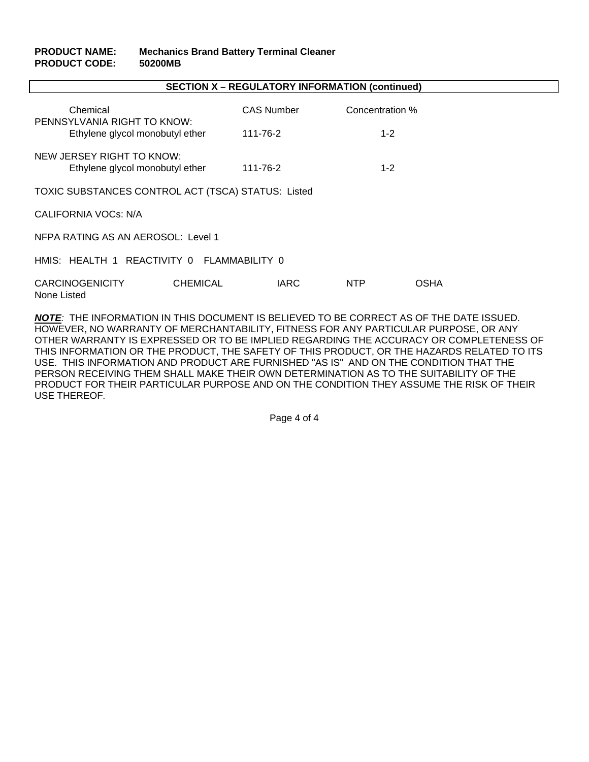**PRODUCT NAME:** **Mechanics Brand Battery Terminal Cleaner**
**PRODUCT CODE:** **50200MB**

## SECTION X – REGULATORY INFORMATION (continued)

| Chemical | CAS Number | Concentration % |
|---|---|---|
| PENNSYLVANIA RIGHT TO KNOW: | | |
| Ethylene glycol monobutyl ether | 111-76-2 | 1-2 |
| NEW JERSEY RIGHT TO KNOW: | | |
| Ethylene glycol monobutyl ether | 111-76-2 | 1-2 |

TOXIC SUBSTANCES CONTROL ACT (TSCA) STATUS: Listed

CALIFORNIA VOCs: N/A

NFPA RATING AS AN AEROSOL: Level 1

HMIS: HEALTH 1 REACTIVITY 0 FLAMMABILITY 0

| CARCINOGENICITY | CHEMICAL | IARC | NTP | OSHA |
|---|---|---|---|---|
| None Listed | | | | |

***NOTE***: THE INFORMATION IN THIS DOCUMENT IS BELIEVED TO BE CORRECT AS OF THE DATE ISSUED. HOWEVER, NO WARRANTY OF MERCHANTABILITY, FITNESS FOR ANY PARTICULAR PURPOSE, OR ANY OTHER WARRANTY IS EXPRESSED OR TO BE IMPLIED REGARDING THE ACCURACY OR COMPLETENESS OF THIS INFORMATION OR THE PRODUCT, THE SAFETY OF THIS PRODUCT, OR THE HAZARDS RELATED TO ITS USE. THIS INFORMATION AND PRODUCT ARE FURNISHED "AS IS" AND ON THE CONDITION THAT THE PERSON RECEIVING THEM SHALL MAKE THEIR OWN DETERMINATION AS TO THE SUITABILITY OF THE PRODUCT FOR THEIR PARTICULAR PURPOSE AND ON THE CONDITION THEY ASSUME THE RISK OF THEIR USE THEREOF.